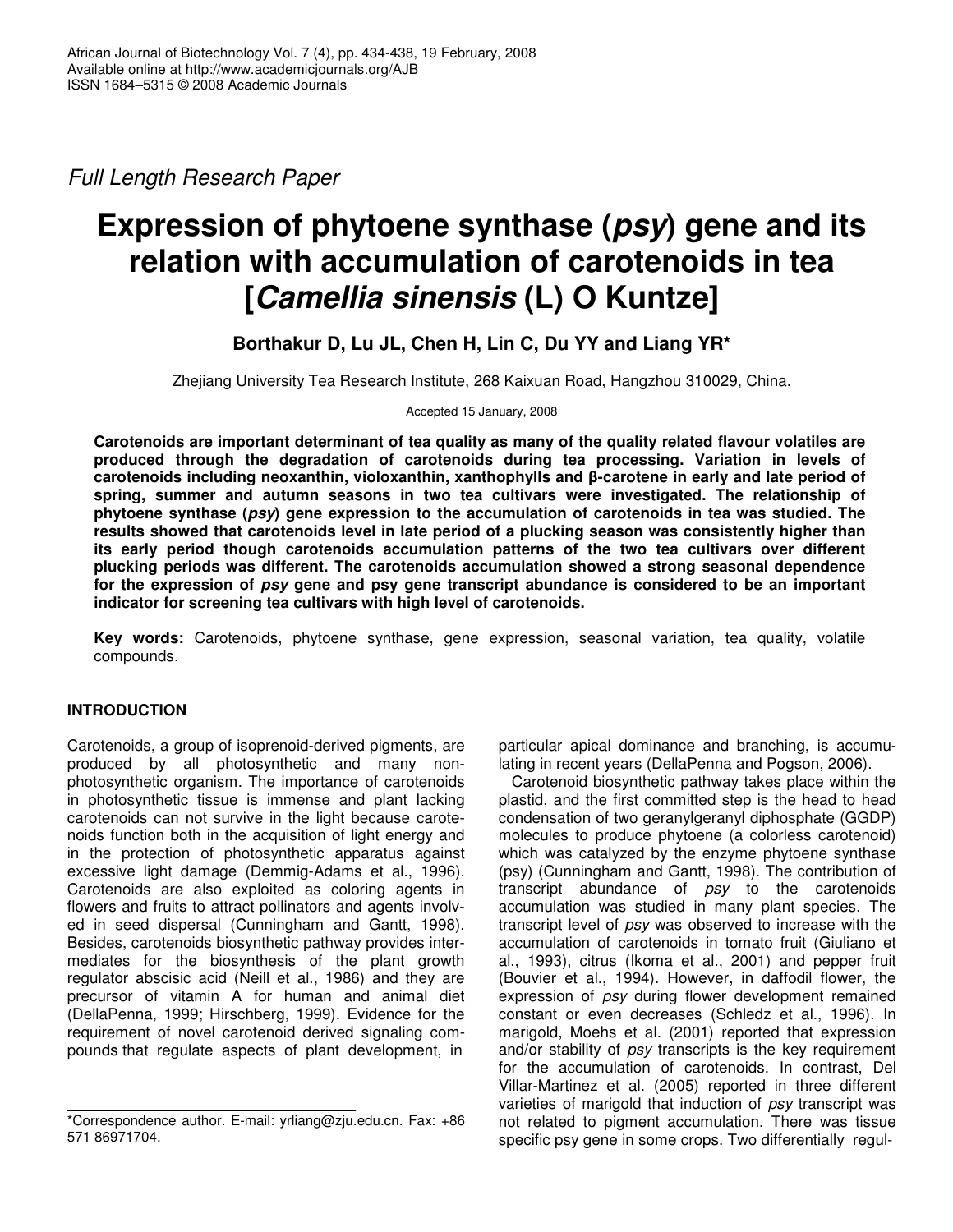*Full Length Research Paper*

# Expression of phytoene synthase (*psy*) gene and its relation with accumulation of carotenoids in tea [*Camellia sinensis* (L) O Kuntze]

**Borthakur D, Lu JL, Chen H, Lin C, Du YY and Liang YR***

Zhejiang University Tea Research Institute, 268 Kaixuan Road, Hangzhou 310029, China.

Accepted 15 January, 2008

**Carotenoids are important determinant of tea quality as many of the quality related flavour volatiles are produced through the degradation of carotenoids during tea processing. Variation in levels of carotenoids including neoxanthin, violoxanthin, xanthophylls and β-carotene in early and late period of spring, summer and autumn seasons in two tea cultivars were investigated. The relationship of phytoene synthase (*psy*) gene expression to the accumulation of carotenoids in tea was studied. The results showed that carotenoids level in late period of a plucking season was consistently higher than its early period though carotenoids accumulation patterns of the two tea cultivars over different plucking periods was different. The carotenoids accumulation showed a strong seasonal dependence for the expression of *psy* gene and psy gene transcript abundance is considered to be an important indicator for screening tea cultivars with high level of carotenoids.**

**Key words:** Carotenoids, phytoene synthase, gene expression, seasonal variation, tea quality, volatile compounds.

## INTRODUCTION

Carotenoids, a group of isoprenoid-derived pigments, are produced by all photosynthetic and many non-photosynthetic organism. The importance of carotenoids in photosynthetic tissue is immense and plant lacking carotenoids can not survive in the light because carotenoids function both in the acquisition of light energy and in the protection of photosynthetic apparatus against excessive light damage (Demmig-Adams et al., 1996). Carotenoids are also exploited as coloring agents in flowers and fruits to attract pollinators and agents involved in seed dispersal (Cunningham and Gantt, 1998). Besides, carotenoids biosynthetic pathway provides intermediates for the biosynthesis of the plant growth regulator abscisic acid (Neill et al., 1986) and they are precursor of vitamin A for human and animal diet (DellaPenna, 1999; Hirschberg, 1999). Evidence for the requirement of novel carotenoid derived signaling compounds that regulate aspects of plant development, in particular apical dominance and branching, is accumulating in recent years (DellaPenna and Pogson, 2006).

Carotenoid biosynthetic pathway takes place within the plastid, and the first committed step is the head to head condensation of two geranylgeranyl diphosphate (GGDP) molecules to produce phytoene (a colorless carotenoid) which was catalyzed by the enzyme phytoene synthase (psy) (Cunningham and Gantt, 1998). The contribution of transcript abundance of *psy* to the carotenoids accumulation was studied in many plant species. The transcript level of *psy* was observed to increase with the accumulation of carotenoids in tomato fruit (Giuliano et al., 1993), citrus (Ikoma et al., 2001) and pepper fruit (Bouvier et al., 1994). However, in daffodil flower, the expression of *psy* during flower development remained constant or even decreases (Schledz et al., 1996). In marigold, Moehs et al. (2001) reported that expression and/or stability of *psy* transcripts is the key requirement for the accumulation of carotenoids. In contrast, Del Villar-Martinez et al. (2005) reported in three different varieties of marigold that induction of *psy* transcript was not related to pigment accumulation. There was tissue specific psy gene in some crops. Two differentially regul-

*Correspondence author. E-mail: yrliang@zju.edu.cn. Fax: +86 571 86971704.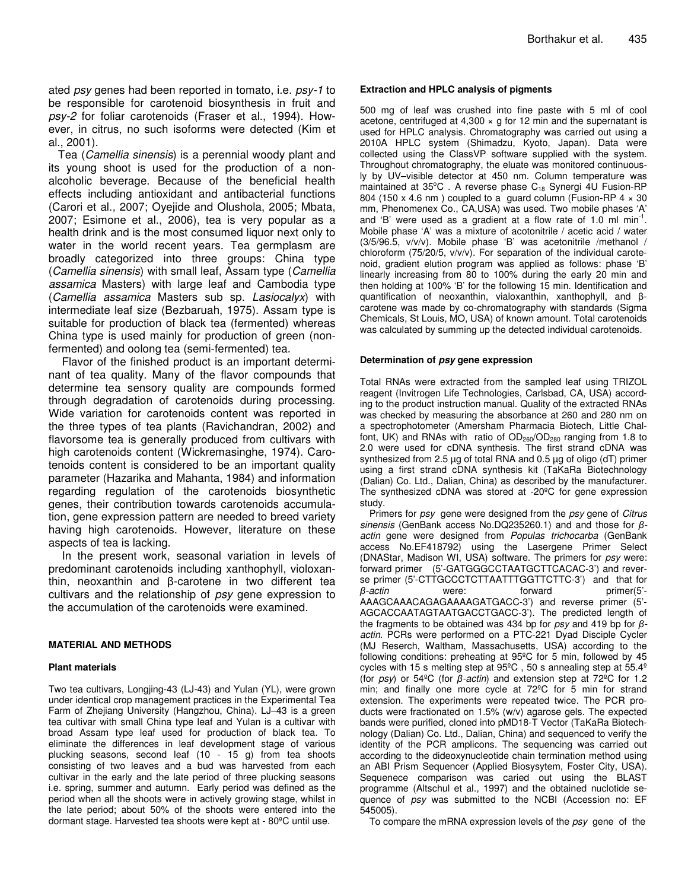ated *psy* genes had been reported in tomato, i.e. *psy-1* to be responsible for carotenoid biosynthesis in fruit and *psy-2* for foliar carotenoids (Fraser et al., 1994). However, in citrus, no such isoforms were detected (Kim et al., 2001).

Tea (*Camellia sinensis*) is a perennial woody plant and its young shoot is used for the production of a non-alcoholic beverage. Because of the beneficial health effects including antioxidant and antibacterial functions (Carori et al., 2007; Oyejide and Olushola, 2005; Mbata, 2007; Esimone et al., 2006), tea is very popular as a health drink and is the most consumed liquor next only to water in the world recent years. Tea germplasm are broadly categorized into three groups: China type (*Camellia sinensis*) with small leaf, Assam type (*Camellia assamica* Masters) with large leaf and Cambodia type (*Camellia assamica* Masters sub sp. *Lasiocalyx*) with intermediate leaf size (Bezbaruah, 1975). Assam type is suitable for production of black tea (fermented) whereas China type is used mainly for production of green (non-fermented) and oolong tea (semi-fermented) tea.

Flavor of the finished product is an important determinant of tea quality. Many of the flavor compounds that determine tea sensory quality are compounds formed through degradation of carotenoids during processing. Wide variation for carotenoids content was reported in the three types of tea plants (Ravichandran, 2002) and flavorsome tea is generally produced from cultivars with high carotenoids content (Wickremasinghe, 1974). Carotenoids content is considered to be an important quality parameter (Hazarika and Mahanta, 1984) and information regarding regulation of the carotenoids biosynthetic genes, their contribution towards carotenoids accumulation, gene expression pattern are needed to breed variety having high carotenoids. However, literature on these aspects of tea is lacking.

In the present work, seasonal variation in levels of predominant carotenoids including xanthophyll, violoxanthin, neoxanthin and β-carotene in two different tea cultivars and the relationship of *psy* gene expression to the accumulation of the carotenoids were examined.

## MATERIAL AND METHODS

### Plant materials

Two tea cultivars, Longjing-43 (LJ-43) and Yulan (YL), were grown under identical crop management practices in the Experimental Tea Farm of Zhejiang University (Hangzhou, China). LJ–43 is a green tea cultivar with small China type leaf and Yulan is a cultivar with broad Assam type leaf used for production of black tea. To eliminate the differences in leaf development stage of various plucking seasons, second leaf (10 - 15 g) from tea shoots consisting of two leaves and a bud was harvested from each cultivar in the early and the late period of three plucking seasons i.e. spring, summer and autumn. Early period was defined as the period when all the shoots were in actively growing stage, whilst in the late period; about 50% of the shoots were entered into the dormant stage. Harvested tea shoots were kept at - 80ºC until use.

### Extraction and HPLC analysis of pigments

500 mg of leaf was crushed into fine paste with 5 ml of cool acetone, centrifuged at 4,300 × g for 12 min and the supernatant is used for HPLC analysis. Chromatography was carried out using a 2010A HPLC system (Shimadzu, Kyoto, Japan). Data were collected using the ClassVP software supplied with the system. Throughout chromatography, the eluate was monitored continuously by UV–visible detector at 450 nm. Column temperature was maintained at 35°C . A reverse phase $C_{18}$ Synergi 4U Fusion-RP 804 (150 x 4.6 nm ) coupled to a guard column (Fusion-RP 4 × 30 mm, Phenomenex Co., CA,USA) was used. Two mobile phases 'A' and 'B' were used as a gradient at a flow rate of 1.0 ml $min^{-1}$. Mobile phase 'A' was a mixture of acotonitrile / acetic acid / water (3/5/96.5, v/v/v). Mobile phase 'B' was acetonitrile /methanol / chloroform (75/20/5, v/v/v). For separation of the individual carotenoid, gradient elution program was applied as follows: phase 'B' linearly increasing from 80 to 100% during the early 20 min and then holding at 100% 'B' for the following 15 min. Identification and quantification of neoxanthin, vialoxanthin, xanthophyll, and β-carotene was made by co-chromatography with standards (Sigma Chemicals, St Louis, MO, USA) of known amount. Total carotenoids was calculated by summing up the detected individual carotenoids.

### Determination of *psy* gene expression

Total RNAs were extracted from the sampled leaf using TRIZOL reagent (Invitrogen Life Technologies, Carlsbad, CA, USA) according to the product instruction manual. Quality of the extracted RNAs was checked by measuring the absorbance at 260 and 280 nm on a spectrophotometer (Amersham Pharmacia Biotech, Little Chalfont, UK) and RNAs with ratio of $OD_{260}/OD_{280}$ ranging from 1.8 to 2.0 were used for cDNA synthesis. The first strand cDNA was synthesized from 2.5 µg of total RNA and 0.5 µg of oligo (dT) primer using a first strand cDNA synthesis kit (TaKaRa Biotechnology (Dalian) Co. Ltd., Dalian, China) as described by the manufacturer. The synthesized cDNA was stored at -20ºC for gene expression study.

Primers for *psy* gene were designed from the *psy* gene of *Citrus sinensis* (GenBank access No.DQ235260.1) and and those for *β-actin* gene were designed from *Populas trichocarba* (GenBank access No.EF418792) using the Lasergene Primer Select (DNAStar, Madison WI, USA) software. The primers for *psy* were: forward primer (5'-GATGGGCCTAATGCTTCACAC-3') and reverse primer (5'-CTTGCCCTCTTAATTTGGTTCTTC-3') and that for *β-actin* were: forward primer(5'-AAAGCAAACAGAGAAAAGATGACC-3') and reverse primer (5'-AGCACCAATAGTAATGACCTGACC-3'). The predicted length of the fragments to be obtained was 434 bp for *psy* and 419 bp for *β-actin*. PCRs were performed on a PTC-221 Dyad Disciple Cycler (MJ Reserch, Waltham, Massachusetts, USA) according to the following conditions: preheating at 95ºC for 5 min, followed by 45 cycles with 15 s melting step at 95ºC , 50 s annealing step at 55.4º (for *psy*) or 54ºC (for *β-actin*) and extension step at 72ºC for 1.2 min; and finally one more cycle at 72ºC for 5 min for strand extension. The experiments were repeated twice. The PCR products were fractionated on 1.5% (w/v) agarose gels. The expected bands were purified, cloned into pMD18-T Vector (TaKaRa Biotechnology (Dalian) Co. Ltd., Dalian, China) and sequenced to verify the identity of the PCR amplicons. The sequencing was carried out according to the dideoxynucleotide chain termination method using an ABI Prism Sequencer (Applied Biosysytem, Foster City, USA). Sequenece comparison was caried out using the BLAST programme (Altschul et al., 1997) and the obtained nuclotide sequence of *psy* was submitted to the NCBI (Accession no: EF 545005).

To compare the mRNA expression levels of the *psy* gene of the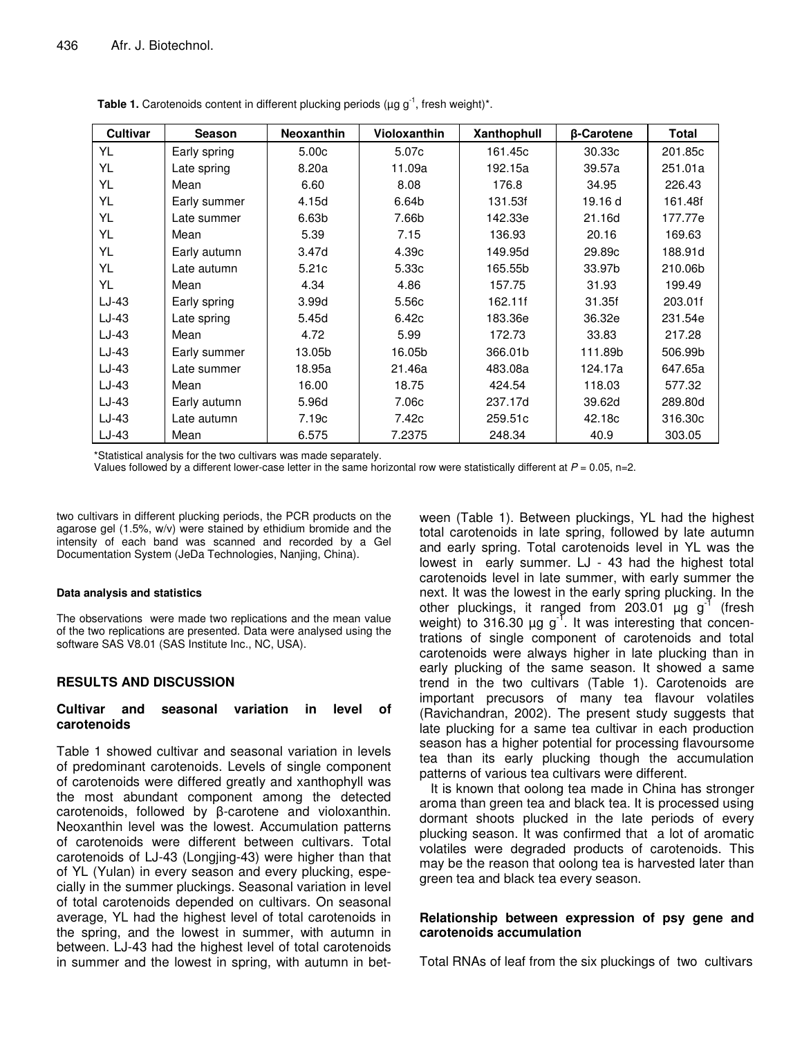**Table 1.** Carotenoids content in different plucking periods (μg $g^{-1}$, fresh weight)*.

| Cultivar | Season | Neoxanthin | Violoxanthin | Xanthophull | β-Carotene | Total |
|---|---|---|---|---|---|---|
| YL | Early spring | 5.00c | 5.07c | 161.45c | 30.33c | 201.85c |
| YL | Late spring | 8.20a | 11.09a | 192.15a | 39.57a | 251.01a |
| YL | Mean | 6.60 | 8.08 | 176.8 | 34.95 | 226.43 |
| YL | Early summer | 4.15d | 6.64b | 131.53f | 19.16 d | 161.48f |
| YL | Late summer | 6.63b | 7.66b | 142.33e | 21.16d | 177.77e |
| YL | Mean | 5.39 | 7.15 | 136.93 | 20.16 | 169.63 |
| YL | Early autumn | 3.47d | 4.39c | 149.95d | 29.89c | 188.91d |
| YL | Late autumn | 5.21c | 5.33c | 165.55b | 33.97b | 210.06b |
| YL | Mean | 4.34 | 4.86 | 157.75 | 31.93 | 199.49 |
| LJ-43 | Early spring | 3.99d | 5.56c | 162.11f | 31.35f | 203.01f |
| LJ-43 | Late spring | 5.45d | 6.42c | 183.36e | 36.32e | 231.54e |
| LJ-43 | Mean | 4.72 | 5.99 | 172.73 | 33.83 | 217.28 |
| LJ-43 | Early summer | 13.05b | 16.05b | 366.01b | 111.89b | 506.99b |
| LJ-43 | Late summer | 18.95a | 21.46a | 483.08a | 124.17a | 647.65a |
| LJ-43 | Mean | 16.00 | 18.75 | 424.54 | 118.03 | 577.32 |
| LJ-43 | Early autumn | 5.96d | 7.06c | 237.17d | 39.62d | 289.80d |
| LJ-43 | Late autumn | 7.19c | 7.42c | 259.51c | 42.18c | 316.30c |
| LJ-43 | Mean | 6.575 | 7.2375 | 248.34 | 40.9 | 303.05 |

*Statistical analysis for the two cultivars was made separately.
Values followed by a different lower-case letter in the same horizontal row were statistically different at $P = 0.05$, n=2.

two cultivars in different plucking periods, the PCR products on the agarose gel (1.5%, w/v) were stained by ethidium bromide and the intensity of each band was scanned and recorded by a Gel Documentation System (JeDa Technologies, Nanjing, China).

#### Data analysis and statistics

The observations were made two replications and the mean value of the two replications are presented. Data were analysed using the software SAS V8.01 (SAS Institute Inc., NC, USA).

## RESULTS AND DISCUSSION

### Cultivar and seasonal variation in level of carotenoids

Table 1 showed cultivar and seasonal variation in levels of predominant carotenoids. Levels of single component of carotenoids were differed greatly and xanthophyll was the most abundant component among the detected carotenoids, followed by β-carotene and violoxanthin. Neoxanthin level was the lowest. Accumulation patterns of carotenoids were different between cultivars. Total carotenoids of LJ-43 (Longjing-43) were higher than that of YL (Yulan) in every season and every plucking, especially in the summer pluckings. Seasonal variation in level of total carotenoids depended on cultivars. On seasonal average, YL had the highest level of total carotenoids in the spring, and the lowest in summer, with autumn in between. LJ-43 had the highest level of total carotenoids in summer and the lowest in spring, with autumn in between (Table 1). Between pluckings, YL had the highest total carotenoids in late spring, followed by late autumn and early spring. Total carotenoids level in YL was the lowest in early summer. LJ - 43 had the highest total carotenoids level in late summer, with early summer the next. It was the lowest in the early spring plucking. In the other pluckings, it ranged from 203.01 μg $g^{-1}$ (fresh weight) to 316.30 μg $g^{-1}$. It was interesting that concentrations of single component of carotenoids and total carotenoids were always higher in late plucking than in early plucking of the same season. It showed a same trend in the two cultivars (Table 1). Carotenoids are important precusors of many tea flavour volatiles (Ravichandran, 2002). The present study suggests that late plucking for a same tea cultivar in each production season has a higher potential for processing flavoursome tea than its early plucking though the accumulation patterns of various tea cultivars were different.

It is known that oolong tea made in China has stronger aroma than green tea and black tea. It is processed using dormant shoots plucked in the late periods of every plucking season. It was confirmed that a lot of aromatic volatiles were degraded products of carotenoids. This may be the reason that oolong tea is harvested later than green tea and black tea every season.

### Relationship between expression of psy gene and carotenoids accumulation

Total RNAs of leaf from the six pluckings of two cultivars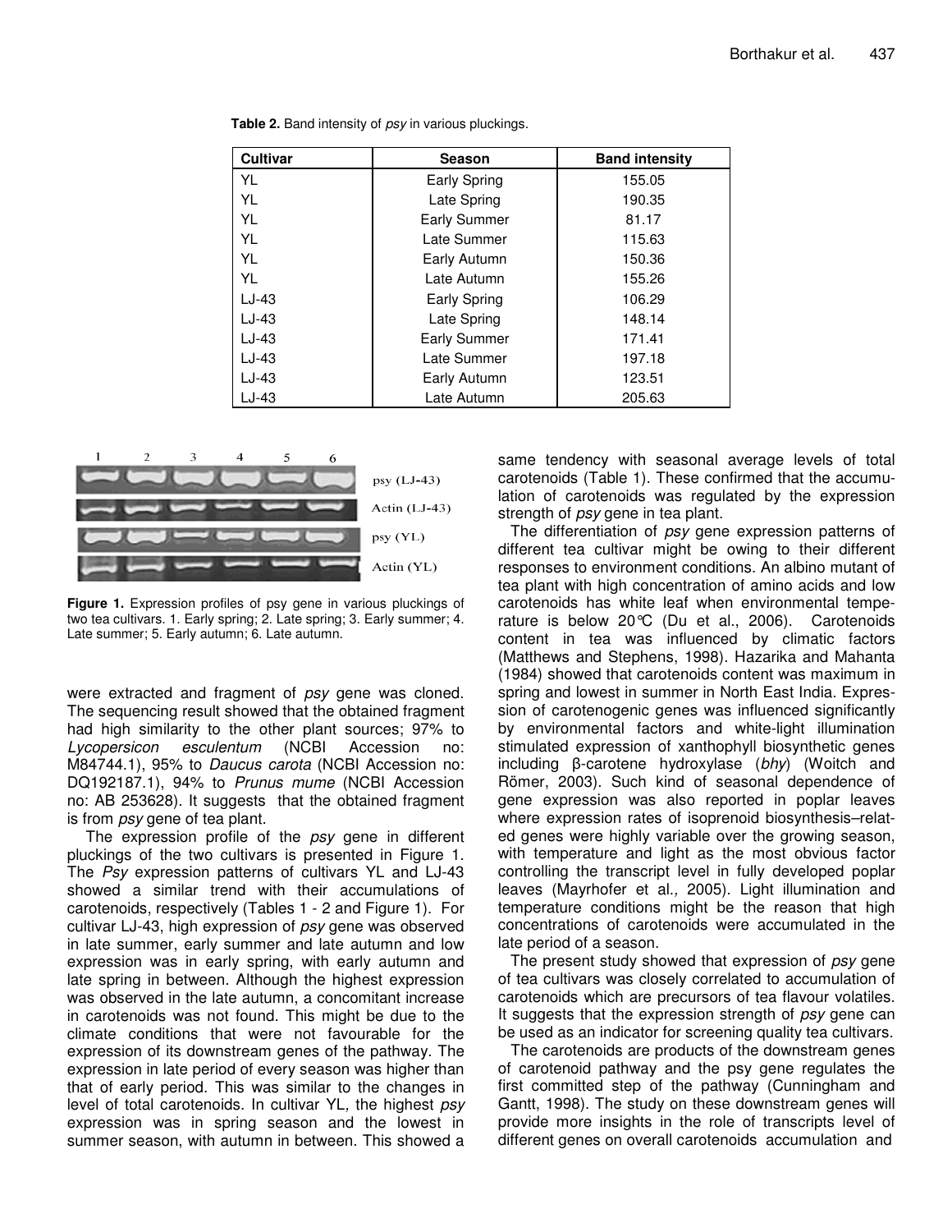**Table 2.** Band intensity of *psy* in various pluckings.

| Cultivar | Season | Band intensity |
|---|---|---|
| YL | Early Spring | 155.05 |
| YL | Late Spring | 190.35 |
| YL | Early Summer | 81.17 |
| YL | Late Summer | 115.63 |
| YL | Early Autumn | 150.36 |
| YL | Late Autumn | 155.26 |
| LJ-43 | Early Spring | 106.29 |
| LJ-43 | Late Spring | 148.14 |
| LJ-43 | Early Summer | 171.41 |
| LJ-43 | Late Summer | 197.18 |
| LJ-43 | Early Autumn | 123.51 |
| LJ-43 | Late Autumn | 205.63 |

**Figure 1.** Expression profiles of psy gene in various pluckings of two tea cultivars. 1. Early spring; 2. Late spring; 3. Early summer; 4. Late summer; 5. Early autumn; 6. Late autumn.

were extracted and fragment of *psy* gene was cloned. The sequencing result showed that the obtained fragment had high similarity to the other plant sources; 97% to *Lycopersicon esculentum* (NCBI Accession no: M84744.1), 95% to *Daucus carota* (NCBI Accession no: DQ192187.1), 94% to *Prunus mume* (NCBI Accession no: AB 253628). It suggests that the obtained fragment is from *psy* gene of tea plant.

The expression profile of the *psy* gene in different pluckings of the two cultivars is presented in Figure 1. The *Psy* expression patterns of cultivars YL and LJ-43 showed a similar trend with their accumulations of carotenoids, respectively (Tables 1 - 2 and Figure 1). For cultivar LJ-43, high expression of *psy* gene was observed in late summer, early summer and late autumn and low expression was in early spring, with early autumn and late spring in between. Although the highest expression was observed in the late autumn, a concomitant increase in carotenoids was not found. This might be due to the climate conditions that were not favourable for the expression of its downstream genes of the pathway. The expression in late period of every season was higher than that of early period. This was similar to the changes in level of total carotenoids. In cultivar YL, the highest *psy* expression was in spring season and the lowest in summer season, with autumn in between. This showed a same tendency with seasonal average levels of total carotenoids (Table 1). These confirmed that the accumulation of carotenoids was regulated by the expression strength of *psy* gene in tea plant.

The differentiation of *psy* gene expression patterns of different tea cultivar might be owing to their different responses to environment conditions. An albino mutant of tea plant with high concentration of amino acids and low carotenoids has white leaf when environmental temperature is below 20°C (Du et al., 2006). Carotenoids content in tea was influenced by climatic factors (Matthews and Stephens, 1998). Hazarika and Mahanta (1984) showed that carotenoids content was maximum in spring and lowest in summer in North East India. Expression of carotenogenic genes was influenced significantly by environmental factors and white-light illumination stimulated expression of xanthophyll biosynthetic genes including β-carotene hydroxylase (*bhy*) (Woitch and Römer, 2003). Such kind of seasonal dependence of gene expression was also reported in poplar leaves where expression rates of isoprenoid biosynthesis–related genes were highly variable over the growing season, with temperature and light as the most obvious factor controlling the transcript level in fully developed poplar leaves (Mayrhofer et al*.,* 2005). Light illumination and temperature conditions might be the reason that high concentrations of carotenoids were accumulated in the late period of a season.

The present study showed that expression of *psy* gene of tea cultivars was closely correlated to accumulation of carotenoids which are precursors of tea flavour volatiles. It suggests that the expression strength of *psy* gene can be used as an indicator for screening quality tea cultivars.

The carotenoids are products of the downstream genes of carotenoid pathway and the psy gene regulates the first committed step of the pathway (Cunningham and Gantt, 1998). The study on these downstream genes will provide more insights in the role of transcripts level of different genes on overall carotenoids accumulation and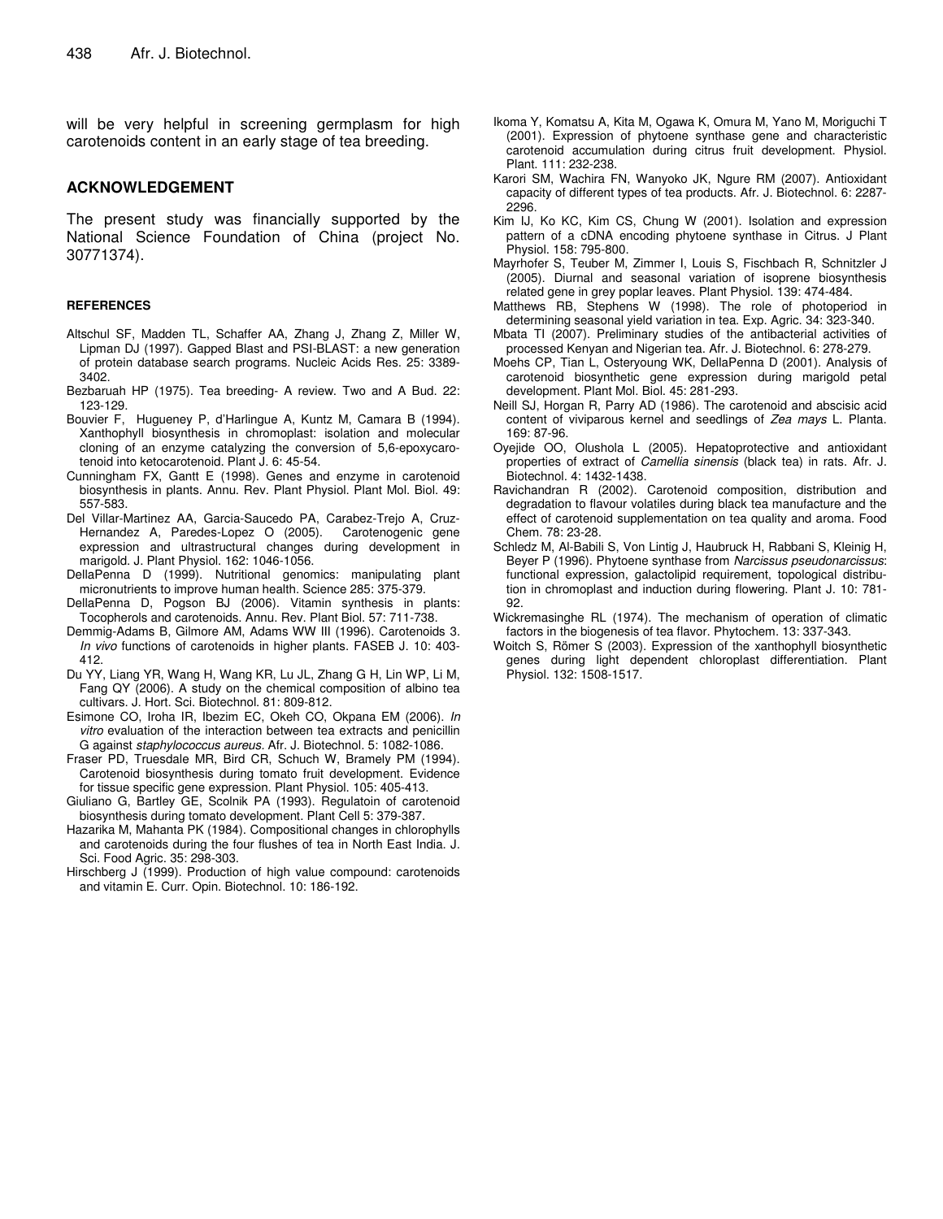will be very helpful in screening germplasm for high carotenoids content in an early stage of tea breeding.

## ACKNOWLEDGEMENT

The present study was financially supported by the National Science Foundation of China (project No. 30771374).

## REFERENCES

Altschul SF, Madden TL, Schaffer AA, Zhang J, Zhang Z, Miller W, Lipman DJ (1997). Gapped Blast and PSI-BLAST: a new generation of protein database search programs. Nucleic Acids Res. 25: 3389-3402.

Bezbaruah HP (1975). Tea breeding- A review. Two and A Bud. 22: 123-129.

Bouvier F, Hugueney P, d'Harlingue A, Kuntz M, Camara B (1994). Xanthophyll biosynthesis in chromoplast: isolation and molecular cloning of an enzyme catalyzing the conversion of 5,6-epoxycarotenoid into ketocarotenoid. Plant J. 6: 45-54.

Cunningham FX, Gantt E (1998). Genes and enzyme in carotenoid biosynthesis in plants. Annu. Rev. Plant Physiol. Plant Mol. Biol. 49: 557-583.

Del Villar-Martinez AA, Garcia-Saucedo PA, Carabez-Trejo A, Cruz-Hernandez A, Paredes-Lopez O (2005). Carotenogenic gene expression and ultrastructural changes during development in marigold. J. Plant Physiol. 162: 1046-1056.

DellaPenna D (1999). Nutritional genomics: manipulating plant micronutrients to improve human health. Science 285: 375-379.

DellaPenna D, Pogson BJ (2006). Vitamin synthesis in plants: Tocopherols and carotenoids. Annu. Rev. Plant Biol. 57: 711-738.

Demmig-Adams B, Gilmore AM, Adams WW III (1996). Carotenoids 3. *In vivo* functions of carotenoids in higher plants. FASEB J. 10: 403-412.

Du YY, Liang YR, Wang H, Wang KR, Lu JL, Zhang G H, Lin WP, Li M, Fang QY (2006). A study on the chemical composition of albino tea cultivars. J. Hort. Sci. Biotechnol. 81: 809-812.

Esimone CO, Iroha IR, Ibezim EC, Okeh CO, Okpana EM (2006). *In vitro* evaluation of the interaction between tea extracts and penicillin G against *staphylococcus aureus*. Afr. J. Biotechnol. 5: 1082-1086.

Fraser PD, Truesdale MR, Bird CR, Schuch W, Bramely PM (1994). Carotenoid biosynthesis during tomato fruit development. Evidence for tissue specific gene expression. Plant Physiol. 105: 405-413.

Giuliano G, Bartley GE, Scolnik PA (1993). Regulatoin of carotenoid biosynthesis during tomato development. Plant Cell 5: 379-387.

Hazarika M, Mahanta PK (1984). Compositional changes in chlorophylls and carotenoids during the four flushes of tea in North East India. J. Sci. Food Agric. 35: 298-303.

Hirschberg J (1999). Production of high value compound: carotenoids and vitamin E. Curr. Opin. Biotechnol. 10: 186-192.

Ikoma Y, Komatsu A, Kita M, Ogawa K, Omura M, Yano M, Moriguchi T (2001). Expression of phytoene synthase gene and characteristic carotenoid accumulation during citrus fruit development. Physiol. Plant. 111: 232-238.

Karori SM, Wachira FN, Wanyoko JK, Ngure RM (2007). Antioxidant capacity of different types of tea products. Afr. J. Biotechnol. 6: 2287-2296.

Kim IJ, Ko KC, Kim CS, Chung W (2001). Isolation and expression pattern of a cDNA encoding phytoene synthase in Citrus. J Plant Physiol. 158: 795-800.

Mayrhofer S, Teuber M, Zimmer I, Louis S, Fischbach R, Schnitzler J (2005). Diurnal and seasonal variation of isoprene biosynthesis related gene in grey poplar leaves. Plant Physiol. 139: 474-484.

Matthews RB, Stephens W (1998). The role of photoperiod in determining seasonal yield variation in tea. Exp. Agric. 34: 323-340.

Mbata TI (2007). Preliminary studies of the antibacterial activities of processed Kenyan and Nigerian tea. Afr. J. Biotechnol. 6: 278-279.

Moehs CP, Tian L, Osteryoung WK, DellaPenna D (2001). Analysis of carotenoid biosynthetic gene expression during marigold petal development. Plant Mol. Biol. 45: 281-293.

Neill SJ, Horgan R, Parry AD (1986). The carotenoid and abscisic acid content of viviparous kernel and seedlings of *Zea mays* L. Planta. 169: 87-96.

Oyejide OO, Olushola L (2005). Hepatoprotective and antioxidant properties of extract of *Camellia sinensis* (black tea) in rats. Afr. J. Biotechnol. 4: 1432-1438.

Ravichandran R (2002). Carotenoid composition, distribution and degradation to flavour volatiles during black tea manufacture and the effect of carotenoid supplementation on tea quality and aroma. Food Chem. 78: 23-28.

Schledz M, Al-Babili S, Von Lintig J, Haubruck H, Rabbani S, Kleinig H, Beyer P (1996). Phytoene synthase from *Narcissus pseudonarcissus*: functional expression, galactolipid requirement, topological distribution in chromoplast and induction during flowering. Plant J. 10: 781-92.

Wickremasinghe RL (1974). The mechanism of operation of climatic factors in the biogenesis of tea flavor. Phytochem. 13: 337-343.

Woitch S, Römer S (2003). Expression of the xanthophyll biosynthetic genes during light dependent chloroplast differentiation. Plant Physiol. 132: 1508-1517.